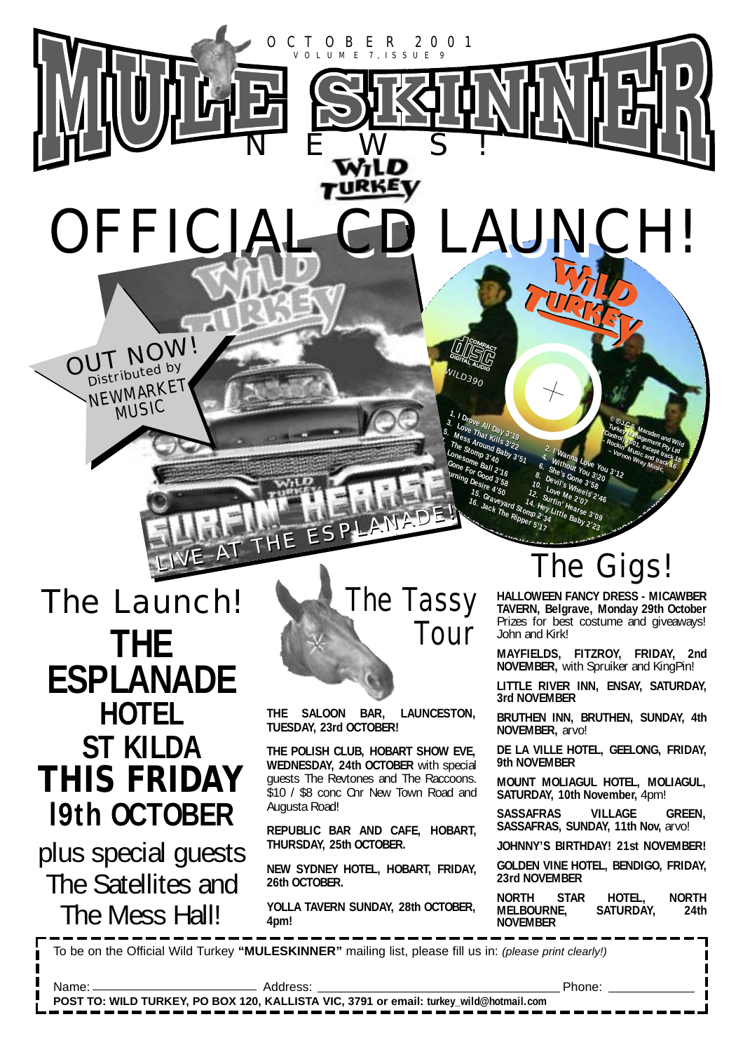# MULE SKINNER NEWS!

OCTOBER 2001
VOLUME 7, ISSUE 9

## WILD TURKEY

# OFFICIAL CD LAUNCH!

OUT NOW! Distributed by NEWMARKET MUSIC

SURFIN' HEARSE — LIVE AT THE ESPLANADE!

WILD TURKEY — WILD390

1. I Drove All Day 3'19
2. I Wanna Love You 3'12
3. Love That Kills 3'22
4. Without You 3'20
5. Mess Around Baby 3'51
6. She's Gone 3'58
7. The Stomp 3'40
8. Devil's Wheels 2'46
9. Lonesome Ball 2'16
10. Love Me 2'07
11. Gone For Good 3'58
12. Surfin' Hearse 3'09
13. Burning Desire 4'50
14. Hey Little Baby 2'23
15. Graveyard Stomp 2'34
16. Jack The Ripper 5'17

© ℗ J.C.S. Marsden and Wild Turkey Management Pty Ltd (Control) 2001, except track 15 – Rockin' Music and track 16 – Vernon Way Music.

## The Launch!

**THE ESPLANADE HOTEL ST KILDA THIS FRIDAY 19th OCTOBER**

plus special guests The Satellites and The Mess Hall!

## The Tassy Tour

**THE SALOON BAR, LAUNCESTON, TUESDAY, 23rd OCTOBER!**

**THE POLISH CLUB, HOBART SHOW EVE, WEDNESDAY, 24th OCTOBER** with special guests The Revtones and The Raccoons. $10 / $8 conc Cnr New Town Road and Augusta Road!

**REPUBLIC BAR AND CAFE, HOBART, THURSDAY, 25th OCTOBER.**

**NEW SYDNEY HOTEL, HOBART, FRIDAY, 26th OCTOBER.**

**YOLLA TAVERN SUNDAY, 28th OCTOBER, 4pm!**

## The Gigs!

**HALLOWEEN FANCY DRESS - MICAWBER TAVERN, Belgrave, Monday 29th October** Prizes for best costume and giveaways! John and Kirk!

**MAYFIELDS, FITZROY, FRIDAY, 2nd NOVEMBER,** with Spruiker and KingPin!

**LITTLE RIVER INN, ENSAY, SATURDAY, 3rd NOVEMBER**

**BRUTHEN INN, BRUTHEN, SUNDAY, 4th NOVEMBER,** arvo!

**DE LA VILLE HOTEL, GEELONG, FRIDAY, 9th NOVEMBER**

**MOUNT MOLIAGUL HOTEL, MOLIAGUL, SATURDAY, 10th November,** 4pm!

**SASSAFRAS VILLAGE GREEN, SASSAFRAS, SUNDAY, 11th Nov,** arvo!

**JOHNNY'S BIRTHDAY! 21st NOVEMBER!**

**GOLDEN VINE HOTEL, BENDIGO, FRIDAY, 23rd NOVEMBER**

**NORTH STAR HOTEL, NORTH MELBOURNE, SATURDAY, 24th NOVEMBER**

---

To be on the Official Wild Turkey **"MULESKINNER"** mailing list, please fill us in: *(please print clearly!)*

Name: ____________________ Address: ______________________________ Phone: ____________

**POST TO: WILD TURKEY, PO BOX 120, KALLISTA VIC, 3791 or email: turkey_wild@hotmail.com**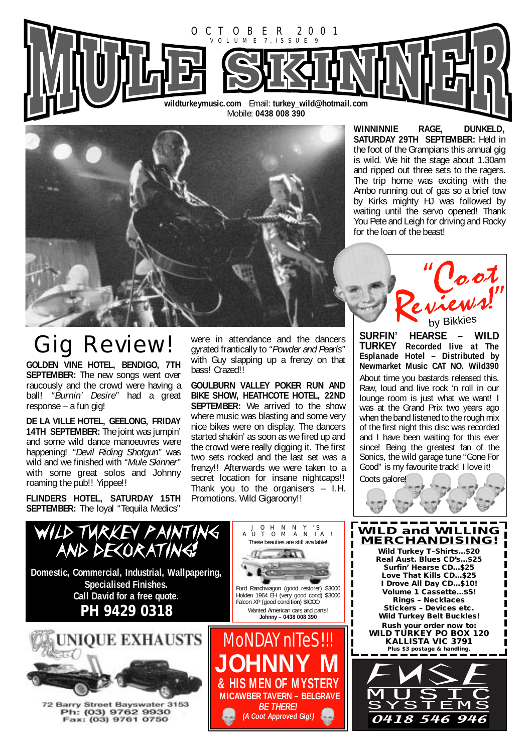# MULE SKINNER

OCTOBER 2001
VOLUME 7, ISSUE 9

**wildturkeymusic.com** Email: **turkey_wild@hotmail.com**
Mobile: **0438 008 390**

**WINNINNIE RAGE, DUNKELD, SATURDAY 29TH SEPTEMBER:** Held in the foot of the Grampians this annual gig is wild. We hit the stage about 1.30am and ripped out three sets to the ragers. The trip home was exciting with the Ambo running out of gas so a brief tow by Kirks mighty HJ was followed by waiting until the servo opened! Thank You Pete and Leigh for driving and Rocky for the loan of the beast!

## Gig Review!

**GOLDEN VINE HOTEL, BENDIGO, 7TH SEPTEMBER:** The new songs went over raucously and the crowd were having a ball! *"Burnin' Desire"* had a great response – a fun gig!

**DE LA VILLE HOTEL, GEELONG, FRIDAY 14TH SEPTEMBER:** The joint was jumpin' and some wild dance manoeuvres were happening! *"Devil Riding Shotgun"* was wild and we finished with *"Mule Skinner"* with some great solos and Johnny roaming the pub!! Yippee!!

**FLINDERS HOTEL, SATURDAY 15TH SEPTEMBER:** The loyal "Tequila Medics" were in attendance and the dancers gyrated frantically to *"Powder and Pearls"* with Guy slapping up a frenzy on that bass! Crazed!!

**GOULBURN VALLEY POKER RUN AND BIKE SHOW, HEATHCOTE HOTEL, 22ND SEPTEMBER:** We arrived to the show where music was blasting and some very nice bikes were on display. The dancers started shakin' as soon as we fired up and the crowd were really digging it. The first two sets rocked and the last set was a frenzy!! Afterwards we were taken to a secret location for insane nightcaps!! Thank you to the organisers – I.H. Promotions. Wild Gigaroony!!

## "Coot Reviews!"

by Bikkies

**SURFIN' HEARSE – WILD TURKEY Recorded live at The Esplanade Hotel – Distributed by Newmarket Music CAT NO. Wild390**

About time you bastards released this. Raw, loud and live rock 'n roll in our lounge room is just what we want! I was at the Grand Prix two years ago when the band listened to the rough mix of the first night this disc was recorded and I have been waiting for this ever since! Being the greatest fan of the Sonics, the wild garage tune "Gone For Good" is my favourite track! I love it!

Coots galore!

---

**WILD TURKEY PAINTING AND DECORATING!**

Domestic, Commercial, Industrial, Wallpapering, Specialised Finishes.
Call David for a free quote.
**PH 9429 0318**

---

JOHNNY'S AUTOMANIA!

These beauties are still available!

Ford Ranchwagon (good restorer) $3000
Holden 1964 EH (very good cond) $3000
Falcon XP (good condition) $1000

Wanted American cars and parts!
**Johnny – 0438 008 390**

---

**WILD and WILLING MERCHANDISING!**

**Wild Turkey T-Shirts...$20**
**Real Aust. Blues CD's...$25**
**Surfin' Hearse CD...$25**
**Love That Kills CD...$25**
**I Drove All Day CD...$10!**
**Volume 1 Cassette...$5!**
**Rings – Necklaces**
**Stickers – Devices etc.**
**Wild Turkey Belt Buckles!**

**Rush your order now to:**
**WILD TURKEY PO BOX 120**
**KALLISTA VIC 3791**
**Plus $3 postage & handling.**

---

**UNIQUE EXHAUSTS**

72 Barry Street Bayswater 3153
Ph: (03) 9762 9930
Fax: (03) 9761 0750

---

MoNDAY nITeS!!!
**JOHNNY M**
**& HIS MEN OF MYSTERY**
**MICAWBER TAVERN – BELGRAVE**
***BE THERE!***
***(A Coot Approved Gig!)***

---

FUSE MUSIC SYSTEMS
**0418 546 946**